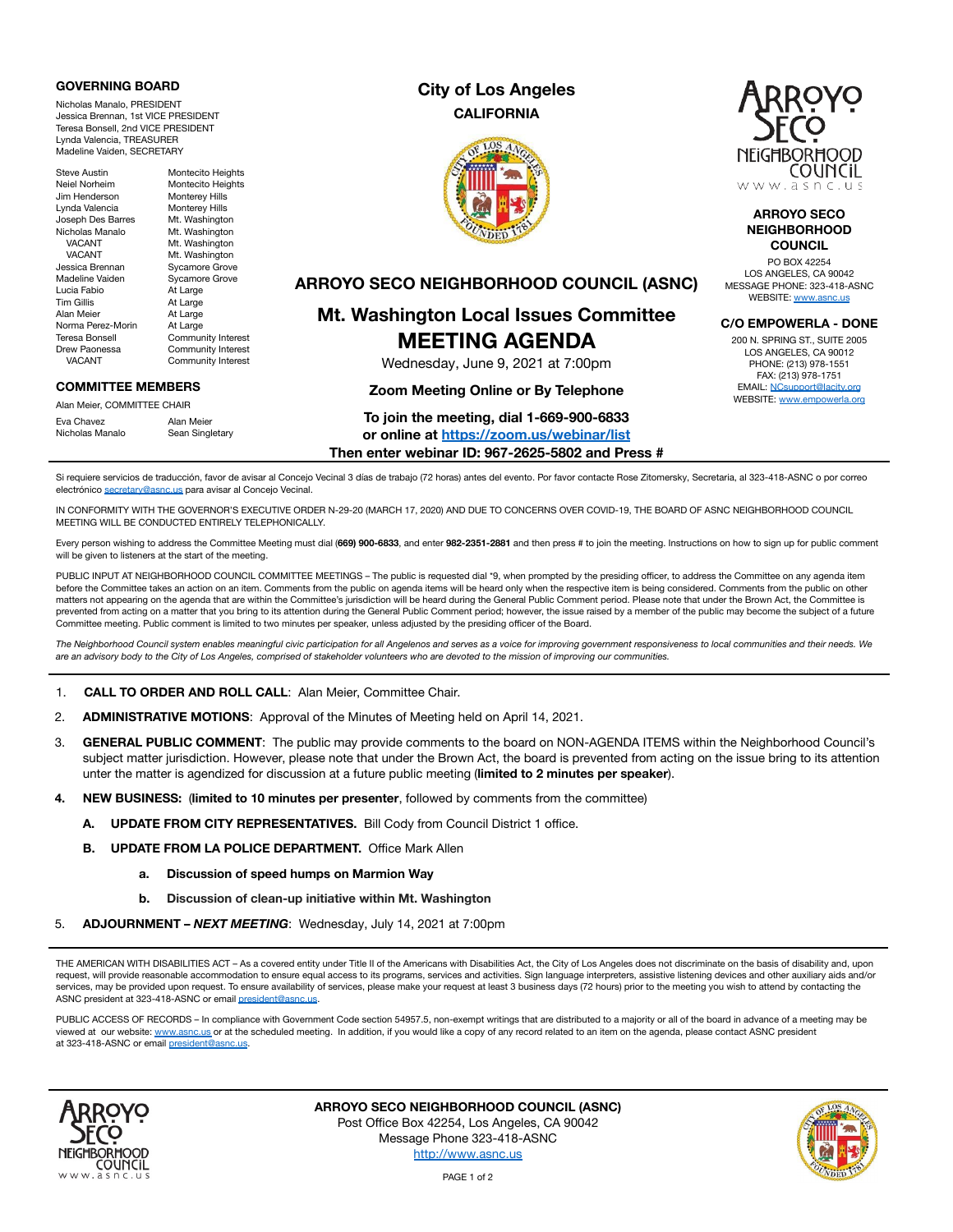## GOVERNING BOARD

Nicholas Manalo, PRESIDENT
Jessica Brennan, 1st VICE PRESIDENT
Teresa Bonsell, 2nd VICE PRESIDENT
Lynda Valencia, TREASURER
Madeline Vaiden, SECRETARY

| | |
|---|---|
| Steve Austin | Montecito Heights |
| Neiel Norheim | Montecito Heights |
| Jim Henderson | Monterey Hills |
| Lynda Valencia | Monterey Hills |
| Joseph Des Barres | Mt. Washington |
| Nicholas Manalo | Mt. Washington |
| VACANT | Mt. Washington |
| VACANT | Mt. Washington |
| Jessica Brennan | Sycamore Grove |
| Madeline Vaiden | Sycamore Grove |
| Lucia Fabio | At Large |
| Tim Gillis | At Large |
| Alan Meier | At Large |
| Norma Perez-Morin | At Large |
| Teresa Bonsell | Community Interest |
| Drew Paonessa | Community Interest |
| VACANT | Community Interest |

## COMMITTEE MEMBERS

Alan Meier, COMMITTEE CHAIR

| | |
|---|---|
| Eva Chavez | Alan Meier |
| Nicholas Manalo | Sean Singletary |

**City of Los Angeles**
**CALIFORNIA**

**ARROYO SECO NEIGHBORHOOD COUNCIL**
PO BOX 42254
LOS ANGELES, CA 90042
MESSAGE PHONE: 323-418-ASNC
WEBSITE: www.asnc.us

**C/O EMPOWERLA - DONE**
200 N. SPRING ST., SUITE 2005
LOS ANGELES, CA 90012
PHONE: (213) 978-1551
FAX: (213) 978-1751
EMAIL: NCsupport@lacity.org
WEBSITE: www.empowerla.org

# ARROYO SECO NEIGHBORHOOD COUNCIL (ASNC)

## Mt. Washington Local Issues Committee
# MEETING AGENDA

Wednesday, June 9, 2021 at 7:00pm

**Zoom Meeting Online or By Telephone**

**To join the meeting, dial 1-669-900-6833**
**or online at https://zoom.us/webinar/list**
**Then enter webinar ID: 967-2625-5802 and Press #**

Si requiere servicios de traducción, favor de avisar al Concejo Vecinal 3 días de trabajo (72 horas) antes del evento. Por favor contacte Rose Zitomersky, Secretaria, al 323-418-ASNC o por correo electrónico secretary@asnc.us para avisar al Concejo Vecinal.

IN CONFORMITY WITH THE GOVERNOR'S EXECUTIVE ORDER N-29-20 (MARCH 17, 2020) AND DUE TO CONCERNS OVER COVID-19, THE BOARD OF ASNC NEIGHBORHOOD COUNCIL MEETING WILL BE CONDUCTED ENTIRELY TELEPHONICALLY.

Every person wishing to address the Committee Meeting must dial (**669) 900-6833**, and enter **982-2351-2881** and then press # to join the meeting. Instructions on how to sign up for public comment will be given to listeners at the start of the meeting.

PUBLIC INPUT AT NEIGHBORHOOD COUNCIL COMMITTEE MEETINGS – The public is requested dial *9, when prompted by the presiding officer, to address the Committee on any agenda item before the Committee takes an action on an item. Comments from the public on agenda items will be heard only when the respective item is being considered. Comments from the public on other matters not appearing on the agenda that are within the Committee's jurisdiction will be heard during the General Public Comment period. Please note that under the Brown Act, the Committee is prevented from acting on a matter that you bring to its attention during the General Public Comment period; however, the issue raised by a member of the public may become the subject of a future Committee meeting. Public comment is limited to two minutes per speaker, unless adjusted by the presiding officer of the Board.

*The Neighborhood Council system enables meaningful civic participation for all Angelenos and serves as a voice for improving government responsiveness to local communities and their needs. We are an advisory body to the City of Los Angeles, comprised of stakeholder volunteers who are devoted to the mission of improving our communities.*

1. **CALL TO ORDER AND ROLL CALL**: Alan Meier, Committee Chair.
2. **ADMINISTRATIVE MOTIONS**: Approval of the Minutes of Meeting held on April 14, 2021.
3. **GENERAL PUBLIC COMMENT**: The public may provide comments to the board on NON-AGENDA ITEMS within the Neighborhood Council's subject matter jurisdiction. However, please note that under the Brown Act, the board is prevented from acting on the issue bring to its attention unter the matter is agendized for discussion at a future public meeting (**limited to 2 minutes per speaker**).
4. **NEW BUSINESS:** (**limited to 10 minutes per presenter**, followed by comments from the committee)
   - **A. UPDATE FROM CITY REPRESENTATIVES.** Bill Cody from Council District 1 office.
   - **B. UPDATE FROM LA POLICE DEPARTMENT.** Office Mark Allen
     - **a. Discussion of speed humps on Marmion Way**
     - **b. Discussion of clean-up initiative within Mt. Washington**
5. **ADJOURNMENT – *NEXT MEETING***: Wednesday, July 14, 2021 at 7:00pm

THE AMERICAN WITH DISABILITIES ACT – As a covered entity under Title II of the Americans with Disabilities Act, the City of Los Angeles does not discriminate on the basis of disability and, upon request, will provide reasonable accommodation to ensure equal access to its programs, services and activities. Sign language interpreters, assistive listening devices and other auxiliary aids and/or services, may be provided upon request. To ensure availability of services, please make your request at least 3 business days (72 hours) prior to the meeting you wish to attend by contacting the ASNC president at 323-418-ASNC or email president@asnc.us.

PUBLIC ACCESS OF RECORDS – In compliance with Government Code section 54957.5, non-exempt writings that are distributed to a majority or all of the board in advance of a meeting may be viewed at our website: www.asnc.us or at the scheduled meeting. In addition, if you would like a copy of any record related to an item on the agenda, please contact ASNC president at 323-418-ASNC or email president@asnc.us.

**ARROYO SECO NEIGHBORHOOD COUNCIL (ASNC)**
Post Office Box 42254, Los Angeles, CA 90042
Message Phone 323-418-ASNC
http://www.asnc.us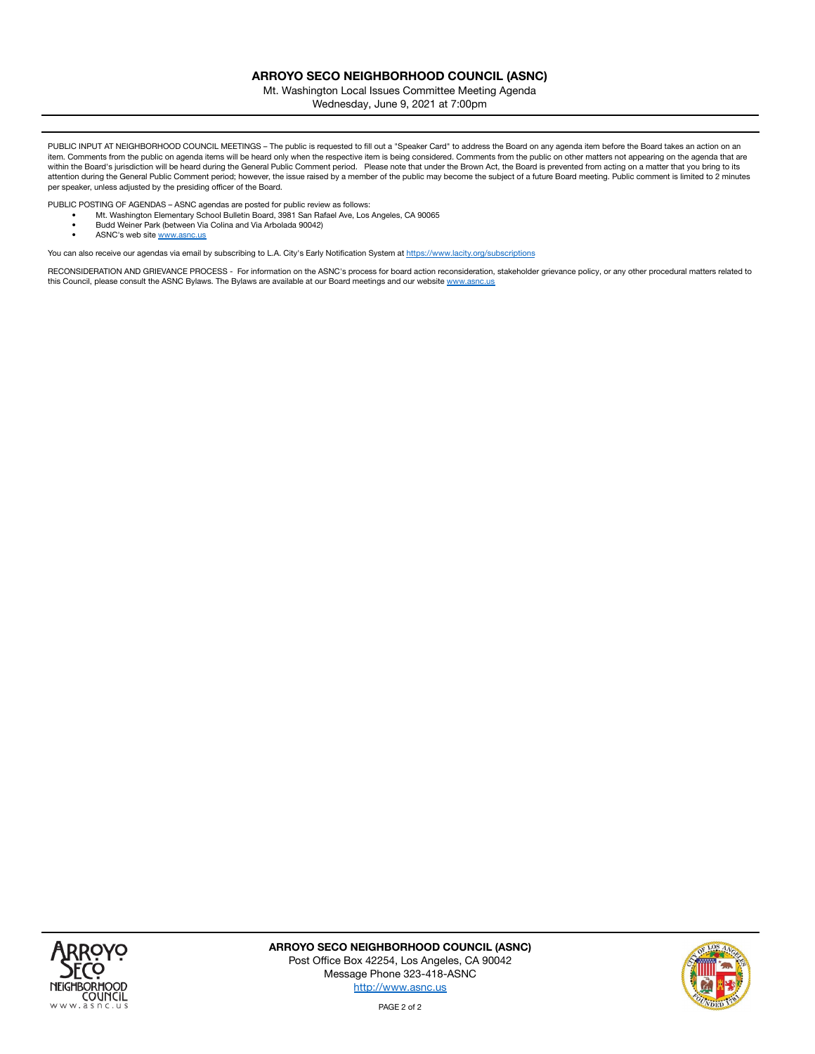PUBLIC INPUT AT NEIGHBORHOOD COUNCIL MEETINGS – The public is requested to fill out a "Speaker Card" to address the Board on any agenda item before the Board takes an action on an item. Comments from the public on agenda items will be heard only when the respective item is being considered. Comments from the public on other matters not appearing on the agenda that are within the Board's jurisdiction will be heard during the General Public Comment period. Please note that under the Brown Act, the Board is prevented from acting on a matter that you bring to its attention during the General Public Comment period; however, the issue raised by a member of the public may become the subject of a future Board meeting. Public comment is limited to 2 minutes per speaker, unless adjusted by the presiding officer of the Board.

PUBLIC POSTING OF AGENDAS – ASNC agendas are posted for public review as follows:

- Mt. Washington Elementary School Bulletin Board, 3981 San Rafael Ave, Los Angeles, CA 90065
- Budd Weiner Park (between Via Colina and Via Arbolada 90042)
- ASNC's web site www.asnc.us

You can also receive our agendas via email by subscribing to L.A. City's Early Notification System at https://www.lacity.org/subscriptions

RECONSIDERATION AND GRIEVANCE PROCESS - For information on the ASNC's process for board action reconsideration, stakeholder grievance policy, or any other procedural matters related to this Council, please consult the ASNC Bylaws. The Bylaws are available at our Board meetings and our website www.asnc.us